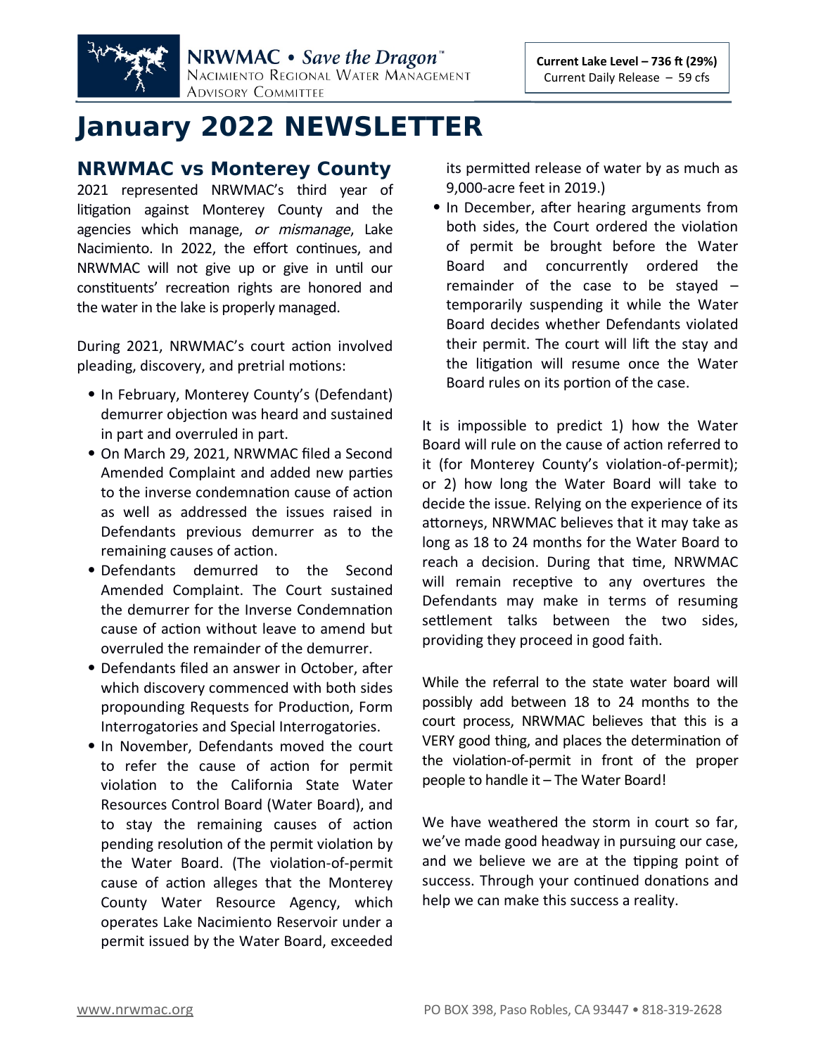NRWMAC • *Save the Dragon*™
NACIMIENTO REGIONAL WATER MANAGEMENT ADVISORY COMMITTEE

**Current Lake Level – 736 ft (29%)**
Current Daily Release – 59 cfs

# January 2022 NEWSLETTER

## NRWMAC vs Monterey County

2021 represented NRWMAC's third year of litigation against Monterey County and the agencies which manage, *or mismanage*, Lake Nacimiento. In 2022, the effort continues, and NRWMAC will not give up or give in until our constituents' recreation rights are honored and the water in the lake is properly managed.

During 2021, NRWMAC's court action involved pleading, discovery, and pretrial motions:

- In February, Monterey County's (Defendant) demurrer objection was heard and sustained in part and overruled in part.
- On March 29, 2021, NRWMAC filed a Second Amended Complaint and added new parties to the inverse condemnation cause of action as well as addressed the issues raised in Defendants previous demurrer as to the remaining causes of action.
- Defendants demurred to the Second Amended Complaint. The Court sustained the demurrer for the Inverse Condemnation cause of action without leave to amend but overruled the remainder of the demurrer.
- Defendants filed an answer in October, after which discovery commenced with both sides propounding Requests for Production, Form Interrogatories and Special Interrogatories.
- In November, Defendants moved the court to refer the cause of action for permit violation to the California State Water Resources Control Board (Water Board), and to stay the remaining causes of action pending resolution of the permit violation by the Water Board. (The violation-of-permit cause of action alleges that the Monterey County Water Resource Agency, which operates Lake Nacimiento Reservoir under a permit issued by the Water Board, exceeded its permitted release of water by as much as 9,000-acre feet in 2019.)
- In December, after hearing arguments from both sides, the Court ordered the violation of permit be brought before the Water Board and concurrently ordered the remainder of the case to be stayed – temporarily suspending it while the Water Board decides whether Defendants violated their permit. The court will lift the stay and the litigation will resume once the Water Board rules on its portion of the case.

It is impossible to predict 1) how the Water Board will rule on the cause of action referred to it (for Monterey County's violation-of-permit); or 2) how long the Water Board will take to decide the issue. Relying on the experience of its attorneys, NRWMAC believes that it may take as long as 18 to 24 months for the Water Board to reach a decision. During that time, NRWMAC will remain receptive to any overtures the Defendants may make in terms of resuming settlement talks between the two sides, providing they proceed in good faith.

While the referral to the state water board will possibly add between 18 to 24 months to the court process, NRWMAC believes that this is a VERY good thing, and places the determination of the violation-of-permit in front of the proper people to handle it – The Water Board!

We have weathered the storm in court so far, we've made good headway in pursuing our case, and we believe we are at the tipping point of success. Through your continued donations and help we can make this success a reality.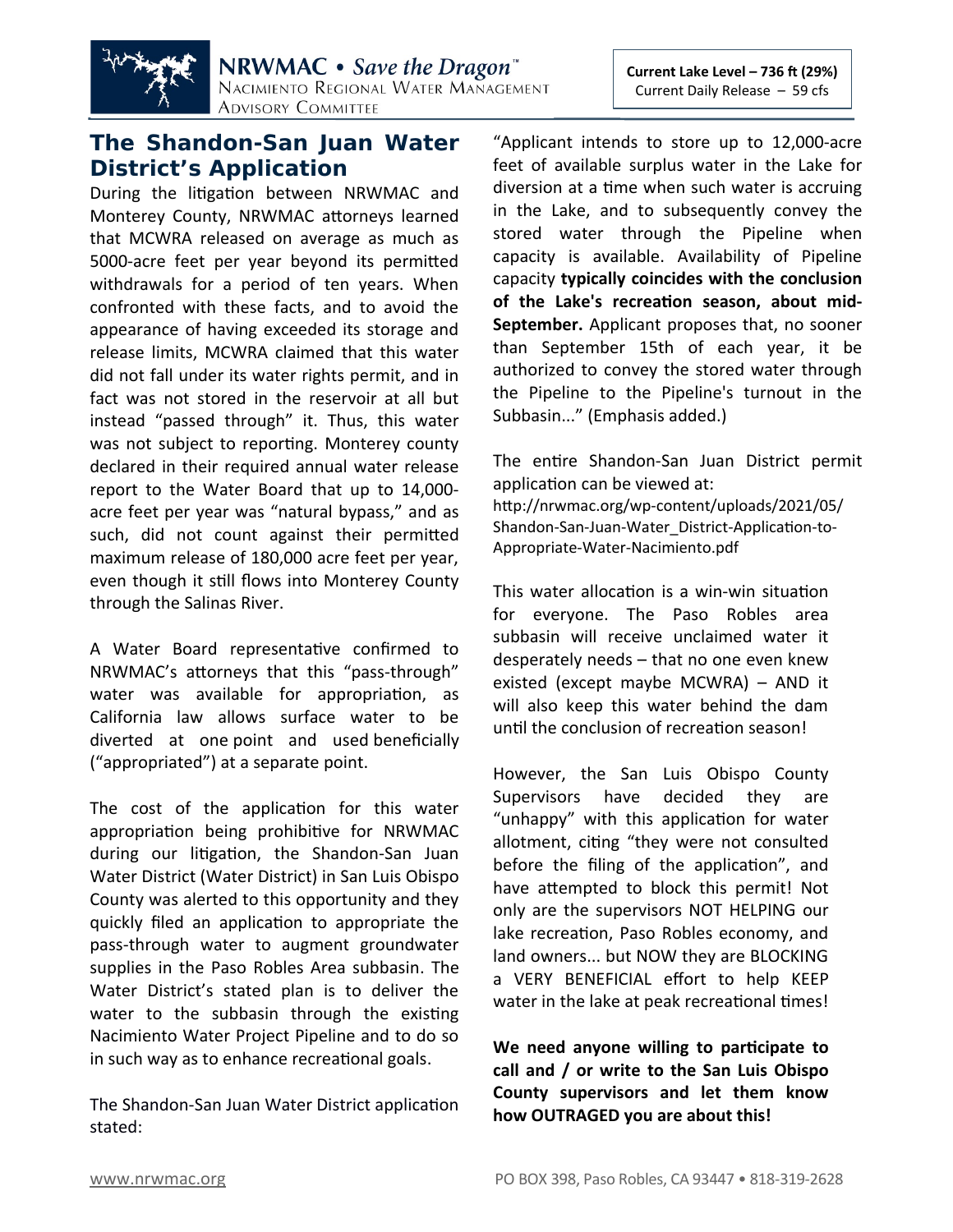**Current Lake Level – 736 ft (29%)**
Current Daily Release – 59 cfs

## The Shandon-San Juan Water District's Application

During the litigation between NRWMAC and Monterey County, NRWMAC attorneys learned that MCWRA released on average as much as 5000-acre feet per year beyond its permitted withdrawals for a period of ten years. When confronted with these facts, and to avoid the appearance of having exceeded its storage and release limits, MCWRA claimed that this water did not fall under its water rights permit, and in fact was not stored in the reservoir at all but instead "passed through" it. Thus, this water was not subject to reporting. Monterey county declared in their required annual water release report to the Water Board that up to 14,000-acre feet per year was "natural bypass," and as such, did not count against their permitted maximum release of 180,000 acre feet per year, even though it still flows into Monterey County through the Salinas River.

A Water Board representative confirmed to NRWMAC's attorneys that this "pass-through" water was available for appropriation, as California law allows surface water to be diverted at one point and used beneficially ("appropriated") at a separate point.

The cost of the application for this water appropriation being prohibitive for NRWMAC during our litigation, the Shandon-San Juan Water District (Water District) in San Luis Obispo County was alerted to this opportunity and they quickly filed an application to appropriate the pass-through water to augment groundwater supplies in the Paso Robles Area subbasin. The Water District's stated plan is to deliver the water to the subbasin through the existing Nacimiento Water Project Pipeline and to do so in such way as to enhance recreational goals.

The Shandon-San Juan Water District application stated:

"Applicant intends to store up to 12,000-acre feet of available surplus water in the Lake for diversion at a time when such water is accruing in the Lake, and to subsequently convey the stored water through the Pipeline when capacity is available. Availability of Pipeline capacity **typically coincides with the conclusion of the Lake's recreation season, about mid-September.** Applicant proposes that, no sooner than September 15th of each year, it be authorized to convey the stored water through the Pipeline to the Pipeline's turnout in the Subbasin..." (Emphasis added.)

The entire Shandon-San Juan District permit application can be viewed at:
http://nrwmac.org/wp-content/uploads/2021/05/Shandon-San-Juan-Water_District-Application-to-Appropriate-Water-Nacimiento.pdf

This water allocation is a win-win situation for everyone. The Paso Robles area subbasin will receive unclaimed water it desperately needs – that no one even knew existed (except maybe MCWRA) – AND it will also keep this water behind the dam until the conclusion of recreation season!

However, the San Luis Obispo County Supervisors have decided they are "unhappy" with this application for water allotment, citing "they were not consulted before the filing of the application", and have attempted to block this permit! Not only are the supervisors NOT HELPING our lake recreation, Paso Robles economy, and land owners... but NOW they are BLOCKING a VERY BENEFICIAL effort to help KEEP water in the lake at peak recreational times!

**We need anyone willing to participate to call and / or write to the San Luis Obispo County supervisors and let them know how OUTRAGED you are about this!**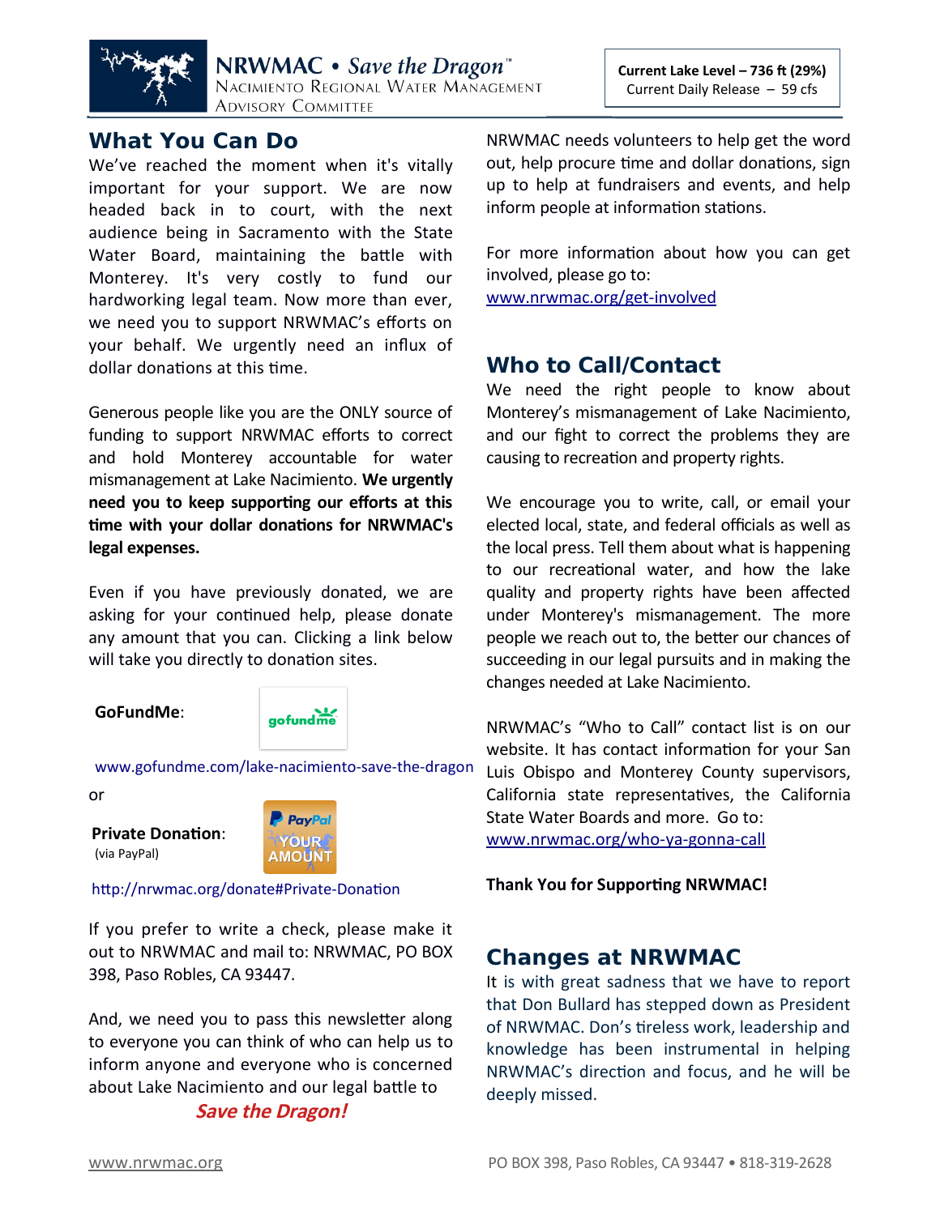Current Lake Level – 736 ft (29%)
Current Daily Release – 59 cfs

## What You Can Do

We've reached the moment when it's vitally important for your support. We are now headed back in to court, with the next audience being in Sacramento with the State Water Board, maintaining the battle with Monterey. It's very costly to fund our hardworking legal team. Now more than ever, we need you to support NRWMAC's efforts on your behalf. We urgently need an influx of dollar donations at this time.

Generous people like you are the ONLY source of funding to support NRWMAC efforts to correct and hold Monterey accountable for water mismanagement at Lake Nacimiento. **We urgently need you to keep supporting our efforts at this time with your dollar donations for NRWMAC's legal expenses.**

Even if you have previously donated, we are asking for your continued help, please donate any amount that you can. Clicking a link below will take you directly to donation sites.

**GoFundMe**:

www.gofundme.com/lake-nacimiento-save-the-dragon

or

**Private Donation**:
(via PayPal)

http://nrwmac.org/donate#Private-Donation

If you prefer to write a check, please make it out to NRWMAC and mail to: NRWMAC, PO BOX 398, Paso Robles, CA 93447.

And, we need you to pass this newsletter along to everyone you can think of who can help us to inform anyone and everyone who is concerned about Lake Nacimiento and our legal battle to

***Save the Dragon!***

NRWMAC needs volunteers to help get the word out, help procure time and dollar donations, sign up to help at fundraisers and events, and help inform people at information stations.

For more information about how you can get involved, please go to:
www.nrwmac.org/get-involved

## Who to Call/Contact

We need the right people to know about Monterey's mismanagement of Lake Nacimiento, and our fight to correct the problems they are causing to recreation and property rights.

We encourage you to write, call, or email your elected local, state, and federal officials as well as the local press. Tell them about what is happening to our recreational water, and how the lake quality and property rights have been affected under Monterey's mismanagement. The more people we reach out to, the better our chances of succeeding in our legal pursuits and in making the changes needed at Lake Nacimiento.

NRWMAC's "Who to Call" contact list is on our website. It has contact information for your San Luis Obispo and Monterey County supervisors, California state representatives, the California State Water Boards and more. Go to:
www.nrwmac.org/who-ya-gonna-call

**Thank You for Supporting NRWMAC!**

## Changes at NRWMAC

It is with great sadness that we have to report that Don Bullard has stepped down as President of NRWMAC. Don's tireless work, leadership and knowledge has been instrumental in helping NRWMAC's direction and focus, and he will be deeply missed.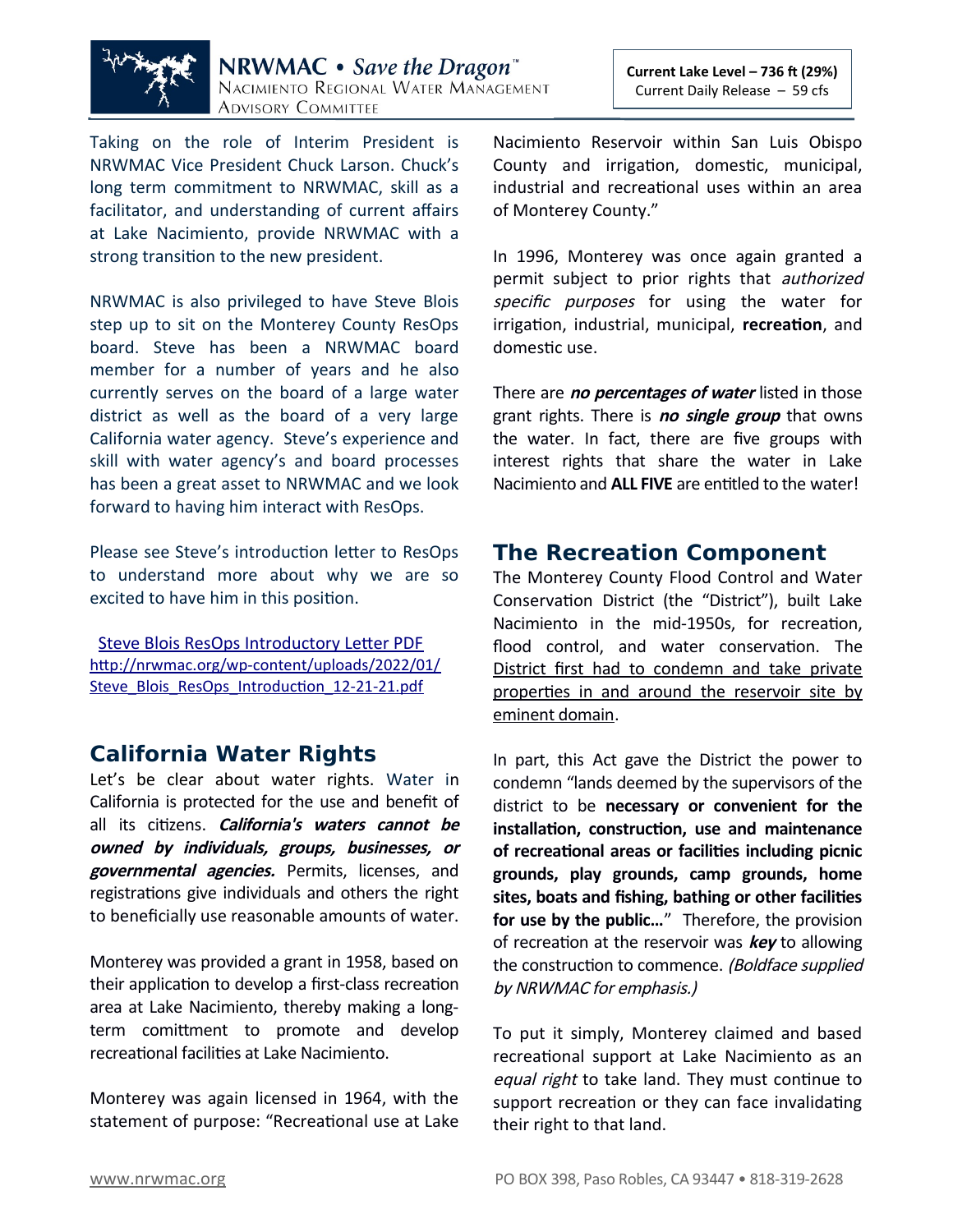Taking on the role of Interim President is NRWMAC Vice President Chuck Larson. Chuck's long term commitment to NRWMAC, skill as a facilitator, and understanding of current affairs at Lake Nacimiento, provide NRWMAC with a strong transition to the new president.

NRWMAC is also privileged to have Steve Blois step up to sit on the Monterey County ResOps board. Steve has been a NRWMAC board member for a number of years and he also currently serves on the board of a large water district as well as the board of a very large California water agency. Steve's experience and skill with water agency's and board processes has been a great asset to NRWMAC and we look forward to having him interact with ResOps.

Please see Steve's introduction letter to ResOps to understand more about why we are so excited to have him in this position.

[Steve Blois ResOps Introductory Letter PDF](http://nrwmac.org/wp-content/uploads/2022/01/Steve_Blois_ResOps_Introduction_12-21-21.pdf)
http://nrwmac.org/wp-content/uploads/2022/01/Steve_Blois_ResOps_Introduction_12-21-21.pdf

## California Water Rights

Let's be clear about water rights. Water in California is protected for the use and benefit of all its citizens. ***California's waters cannot be owned by individuals, groups, businesses, or governmental agencies.*** Permits, licenses, and registrations give individuals and others the right to beneficially use reasonable amounts of water.

Monterey was provided a grant in 1958, based on their application to develop a first-class recreation area at Lake Nacimiento, thereby making a long-term comittment to promote and develop recreational facilities at Lake Nacimiento.

Monterey was again licensed in 1964, with the statement of purpose: "Recreational use at Lake Nacimiento Reservoir within San Luis Obispo County and irrigation, domestic, municipal, industrial and recreational uses within an area of Monterey County."

In 1996, Monterey was once again granted a permit subject to prior rights that *authorized specific purposes* for using the water for irrigation, industrial, municipal, **recreation**, and domestic use.

There are ***no percentages of water*** listed in those grant rights. There is ***no single group*** that owns the water. In fact, there are five groups with interest rights that share the water in Lake Nacimiento and **ALL FIVE** are entitled to the water!

## The Recreation Component

The Monterey County Flood Control and Water Conservation District (the "District"), built Lake Nacimiento in the mid-1950s, for recreation, flood control, and water conservation. The District first had to condemn and take private properties in and around the reservoir site by eminent domain.

In part, this Act gave the District the power to condemn "lands deemed by the supervisors of the district to be **necessary or convenient for the installation, construction, use and maintenance of recreational areas or facilities including picnic grounds, play grounds, camp grounds, home sites, boats and fishing, bathing or other facilities for use by the public…**" Therefore, the provision of recreation at the reservoir was ***key*** to allowing the construction to commence. *(Boldface supplied by NRWMAC for emphasis.)*

To put it simply, Monterey claimed and based recreational support at Lake Nacimiento as an *equal right* to take land. They must continue to support recreation or they can face invalidating their right to that land.